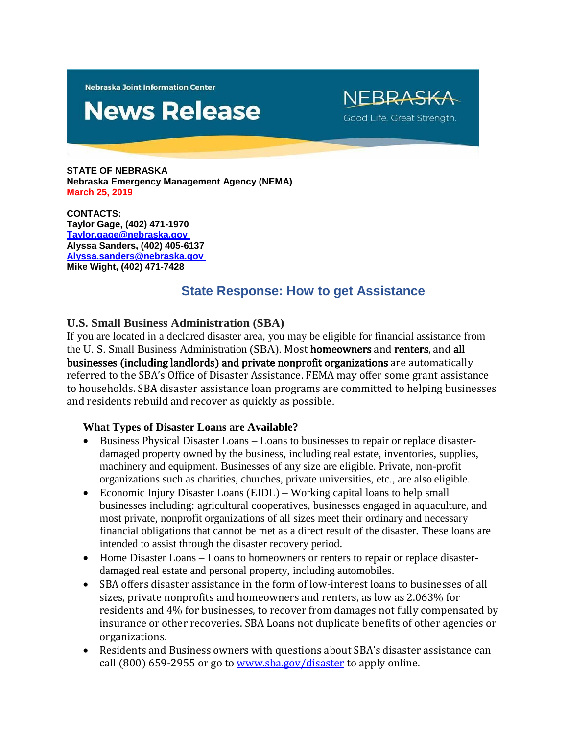Nebraska Joint Information Center

# News Release

NEBRASKA
Good Life. Great Strength.

**STATE OF NEBRASKA**
**Nebraska Emergency Management Agency (NEMA)**
**March 25, 2019**

**CONTACTS:**
**Taylor Gage, (402) 471-1970**
**Taylor.gage@nebraska.gov**
**Alyssa Sanders, (402) 405-6137**
**Alyssa.sanders@nebraska.gov**
**Mike Wight, (402) 471-7428**

## State Response: How to get Assistance

### U.S. Small Business Administration (SBA)

If you are located in a declared disaster area, you may be eligible for financial assistance from the U. S. Small Business Administration (SBA). Most **homeowners** and **renters**, and **all businesses (including landlords) and private nonprofit organizations** are automatically referred to the SBA's Office of Disaster Assistance. FEMA may offer some grant assistance to households. SBA disaster assistance loan programs are committed to helping businesses and residents rebuild and recover as quickly as possible.

#### What Types of Disaster Loans are Available?

- Business Physical Disaster Loans – Loans to businesses to repair or replace disaster-damaged property owned by the business, including real estate, inventories, supplies, machinery and equipment. Businesses of any size are eligible. Private, non-profit organizations such as charities, churches, private universities, etc., are also eligible.
- Economic Injury Disaster Loans (EIDL) – Working capital loans to help small businesses including: agricultural cooperatives, businesses engaged in aquaculture, and most private, nonprofit organizations of all sizes meet their ordinary and necessary financial obligations that cannot be met as a direct result of the disaster. These loans are intended to assist through the disaster recovery period.
- Home Disaster Loans – Loans to homeowners or renters to repair or replace disaster-damaged real estate and personal property, including automobiles.
- SBA offers disaster assistance in the form of low-interest loans to businesses of all sizes, private nonprofits and homeowners and renters, as low as 2.063% for residents and 4% for businesses, to recover from damages not fully compensated by insurance or other recoveries. SBA Loans not duplicate benefits of other agencies or organizations.
- Residents and Business owners with questions about SBA's disaster assistance can call (800) 659-2955 or go to www.sba.gov/disaster to apply online.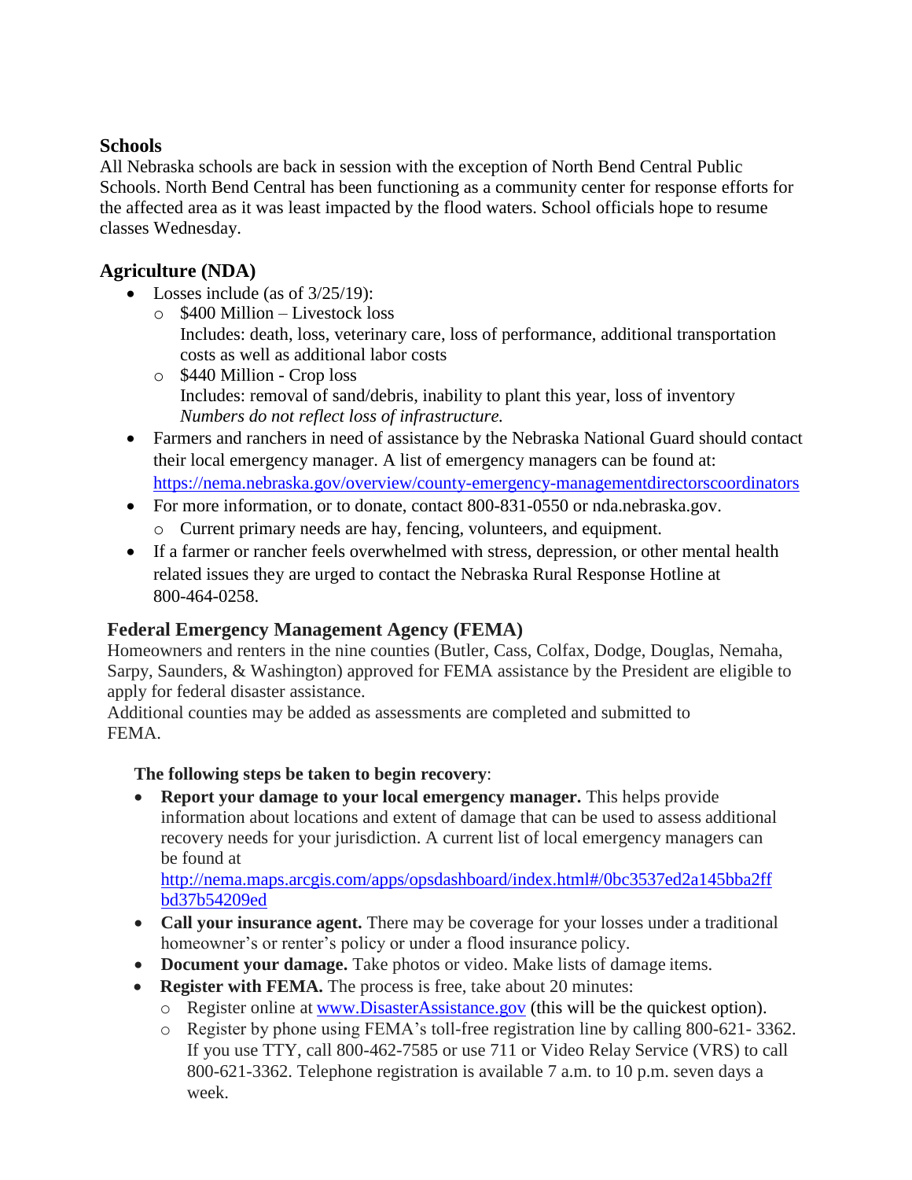## Schools

All Nebraska schools are back in session with the exception of North Bend Central Public Schools. North Bend Central has been functioning as a community center for response efforts for the affected area as it was least impacted by the flood waters. School officials hope to resume classes Wednesday.

## Agriculture (NDA)

- Losses include (as of 3/25/19):
  - $400 Million – Livestock loss
    Includes: death, loss, veterinary care, loss of performance, additional transportation costs as well as additional labor costs
  - $440 Million - Crop loss
    Includes: removal of sand/debris, inability to plant this year, loss of inventory
    *Numbers do not reflect loss of infrastructure.*
- Farmers and ranchers in need of assistance by the Nebraska National Guard should contact their local emergency manager. A list of emergency managers can be found at: [https://nema.nebraska.gov/overview/county-emergency-managementdirectorscoordinators](https://nema.nebraska.gov/overview/county-emergency-managementdirectorscoordinators)
- For more information, or to donate, contact 800-831-0550 or nda.nebraska.gov.
  - Current primary needs are hay, fencing, volunteers, and equipment.
- If a farmer or rancher feels overwhelmed with stress, depression, or other mental health related issues they are urged to contact the Nebraska Rural Response Hotline at 800-464-0258.

## Federal Emergency Management Agency (FEMA)

Homeowners and renters in the nine counties (Butler, Cass, Colfax, Dodge, Douglas, Nemaha, Sarpy, Saunders, & Washington) approved for FEMA assistance by the President are eligible to apply for federal disaster assistance.
Additional counties may be added as assessments are completed and submitted to FEMA.

**The following steps be taken to begin recovery**:

- **Report your damage to your local emergency manager.** This helps provide information about locations and extent of damage that can be used to assess additional recovery needs for your jurisdiction. A current list of local emergency managers can be found at [http://nema.maps.arcgis.com/apps/opsdashboard/index.html#/0bc3537ed2a145bba2ffbd37b54209ed](http://nema.maps.arcgis.com/apps/opsdashboard/index.html#/0bc3537ed2a145bba2ffbd37b54209ed)
- **Call your insurance agent.** There may be coverage for your losses under a traditional homeowner's or renter's policy or under a flood insurance policy.
- **Document your damage.** Take photos or video. Make lists of damage items.
- **Register with FEMA.** The process is free, take about 20 minutes:
  - Register online at [www.DisasterAssistance.gov](http://www.DisasterAssistance.gov) (this will be the quickest option).
  - Register by phone using FEMA's toll-free registration line by calling 800-621- 3362. If you use TTY, call 800-462-7585 or use 711 or Video Relay Service (VRS) to call 800-621-3362. Telephone registration is available 7 a.m. to 10 p.m. seven days a week.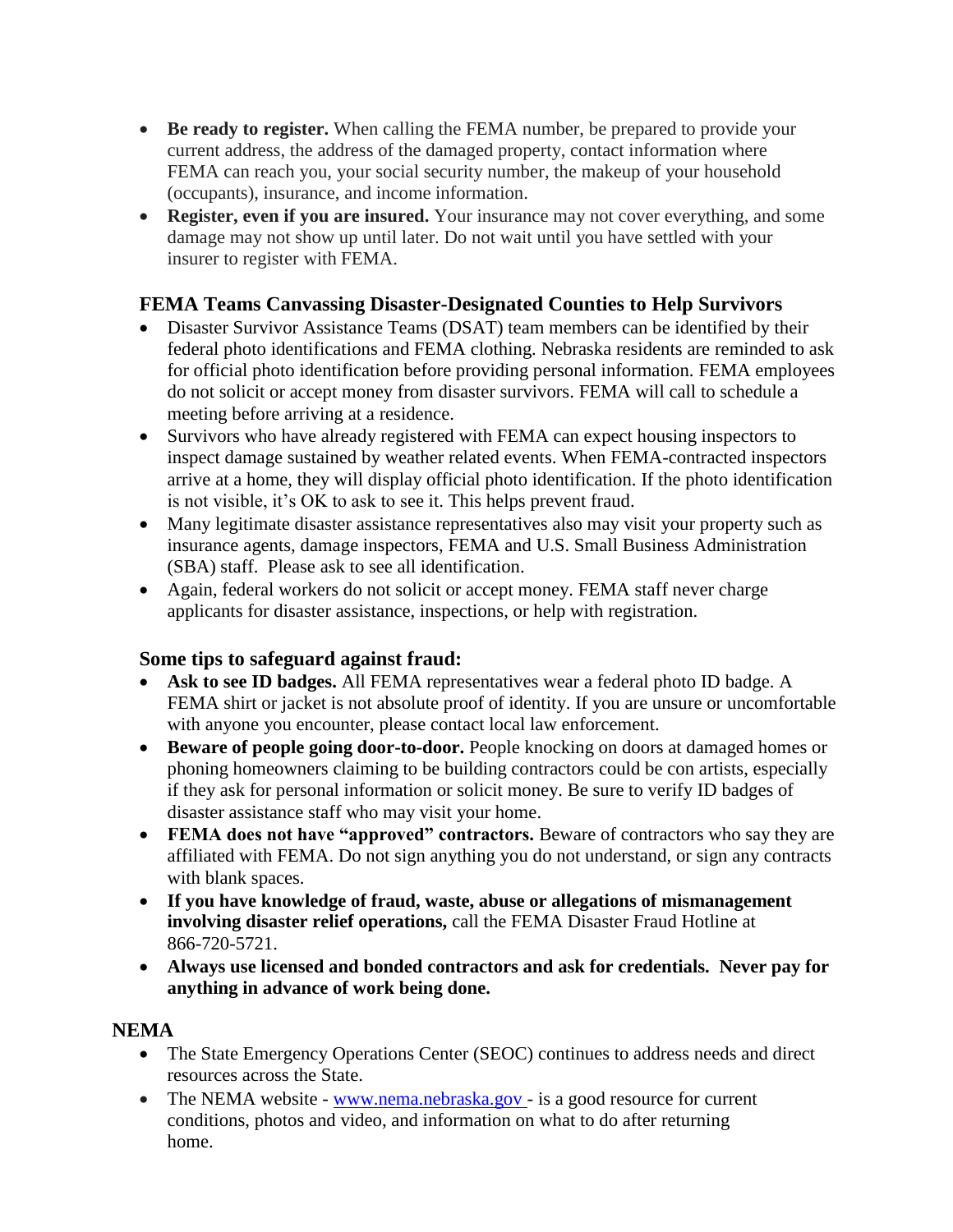- **Be ready to register.** When calling the FEMA number, be prepared to provide your current address, the address of the damaged property, contact information where FEMA can reach you, your social security number, the makeup of your household (occupants), insurance, and income information.
- **Register, even if you are insured.** Your insurance may not cover everything, and some damage may not show up until later. Do not wait until you have settled with your insurer to register with FEMA.

### FEMA Teams Canvassing Disaster-Designated Counties to Help Survivors

- Disaster Survivor Assistance Teams (DSAT) team members can be identified by their federal photo identifications and FEMA clothing. Nebraska residents are reminded to ask for official photo identification before providing personal information. FEMA employees do not solicit or accept money from disaster survivors. FEMA will call to schedule a meeting before arriving at a residence.
- Survivors who have already registered with FEMA can expect housing inspectors to inspect damage sustained by weather related events. When FEMA-contracted inspectors arrive at a home, they will display official photo identification. If the photo identification is not visible, it's OK to ask to see it. This helps prevent fraud.
- Many legitimate disaster assistance representatives also may visit your property such as insurance agents, damage inspectors, FEMA and U.S. Small Business Administration (SBA) staff. Please ask to see all identification.
- Again, federal workers do not solicit or accept money. FEMA staff never charge applicants for disaster assistance, inspections, or help with registration.

### Some tips to safeguard against fraud:

- **Ask to see ID badges.** All FEMA representatives wear a federal photo ID badge. A FEMA shirt or jacket is not absolute proof of identity. If you are unsure or uncomfortable with anyone you encounter, please contact local law enforcement.
- **Beware of people going door-to-door.** People knocking on doors at damaged homes or phoning homeowners claiming to be building contractors could be con artists, especially if they ask for personal information or solicit money. Be sure to verify ID badges of disaster assistance staff who may visit your home.
- **FEMA does not have "approved" contractors.** Beware of contractors who say they are affiliated with FEMA. Do not sign anything you do not understand, or sign any contracts with blank spaces.
- **If you have knowledge of fraud, waste, abuse or allegations of mismanagement involving disaster relief operations,** call the FEMA Disaster Fraud Hotline at 866-720-5721.
- **Always use licensed and bonded contractors and ask for credentials. Never pay for anything in advance of work being done.**

### NEMA

- The State Emergency Operations Center (SEOC) continues to address needs and direct resources across the State.
- The NEMA website - [www.nema.nebraska.gov](http://www.nema.nebraska.gov) - is a good resource for current conditions, photos and video, and information on what to do after returning home.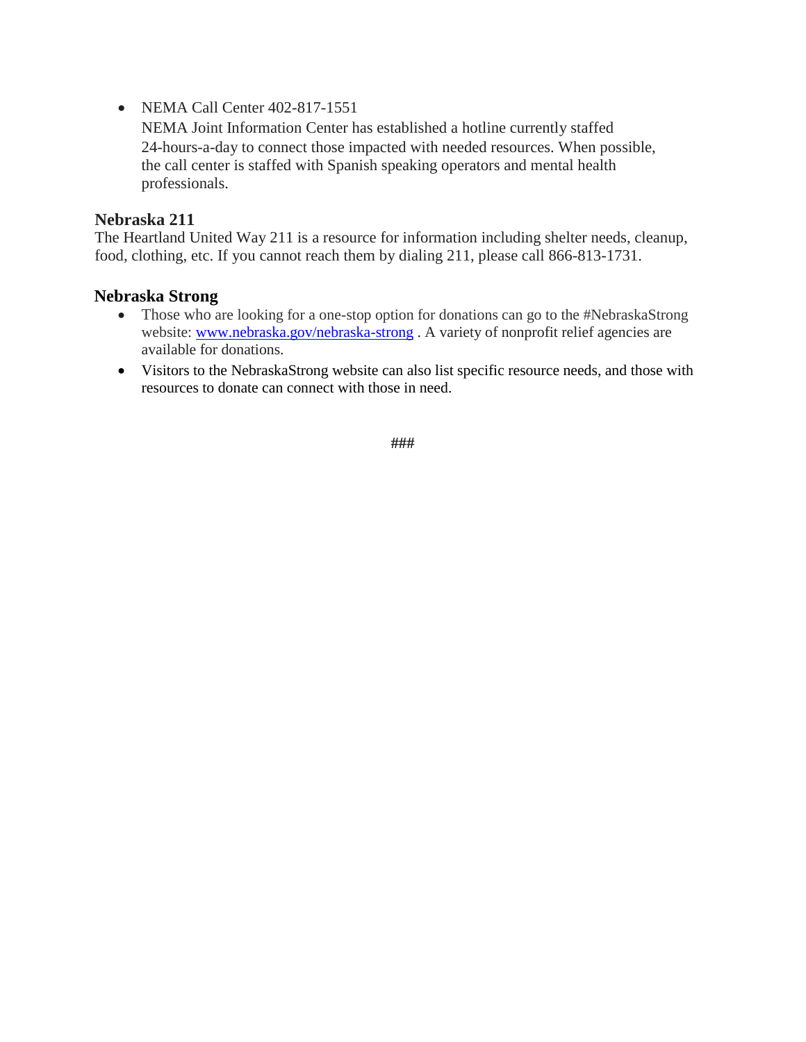- NEMA Call Center 402-817-1551

  NEMA Joint Information Center has established a hotline currently staffed 24-hours-a-day to connect those impacted with needed resources. When possible, the call center is staffed with Spanish speaking operators and mental health professionals.

### Nebraska 211

The Heartland United Way 211 is a resource for information including shelter needs, cleanup, food, clothing, etc. If you cannot reach them by dialing 211, please call 866-813-1731.

### Nebraska Strong

- Those who are looking for a one-stop option for donations can go to the #NebraskaStrong website: [www.nebraska.gov/nebraska-strong](http://www.nebraska.gov/nebraska-strong) . A variety of nonprofit relief agencies are available for donations.
- Visitors to the NebraskaStrong website can also list specific resource needs, and those with resources to donate can connect with those in need.

###